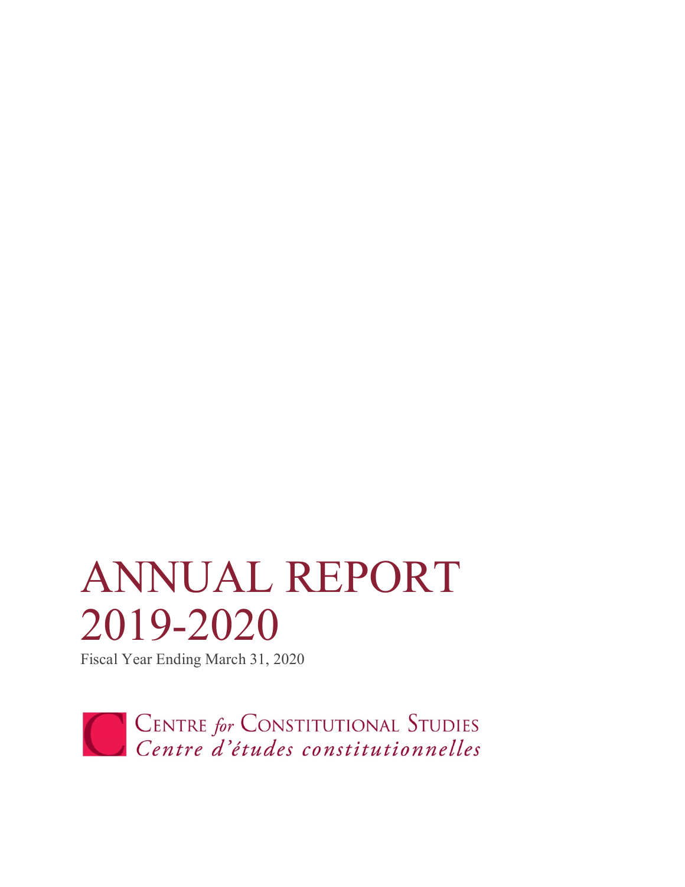# ANNUAL REPORT 2019-2020

Fiscal Year Ending March 31, 2020

CENTRE *for* CONSTITUTIONAL STUDIES

*Centre d'études constitutionnelles*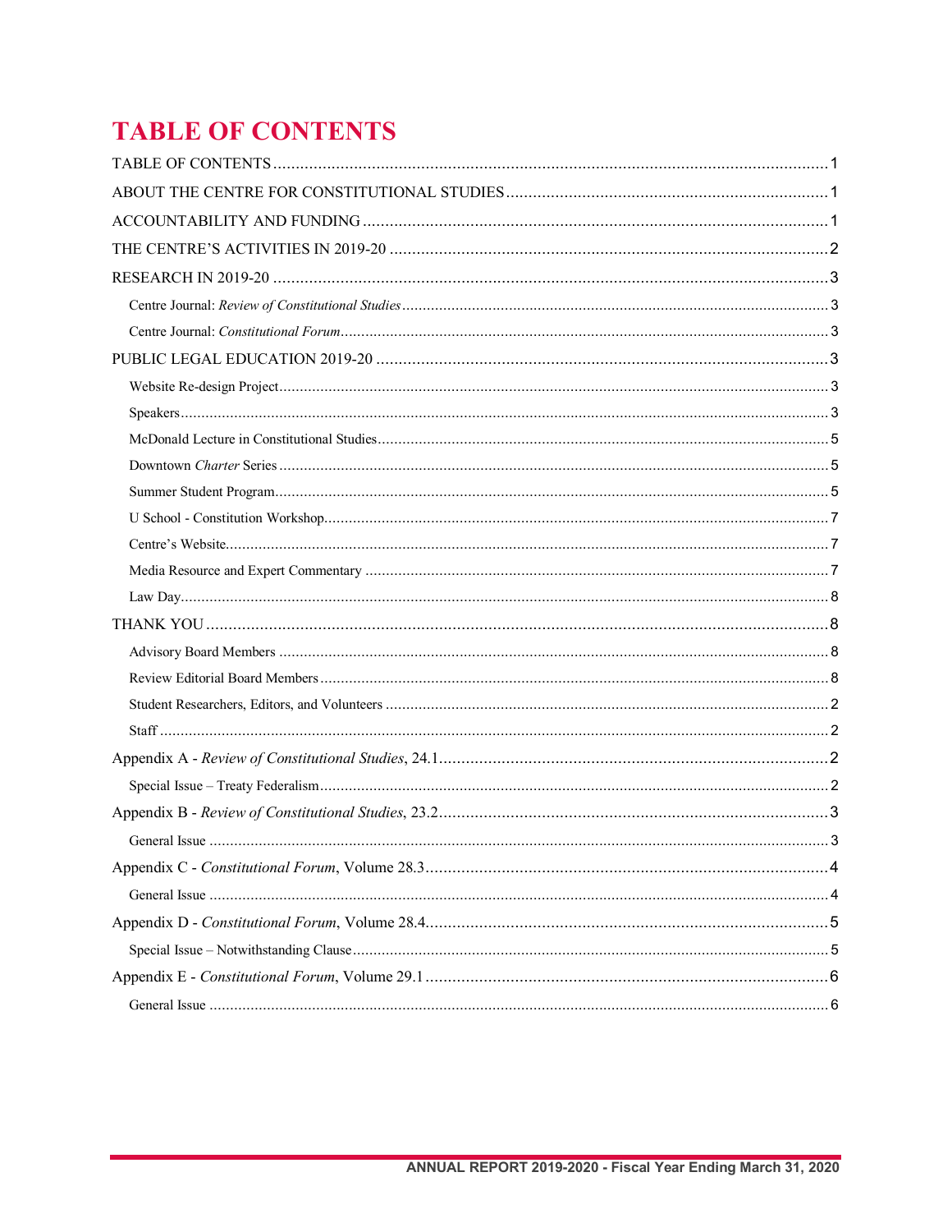# TABLE OF CONTENTS

TABLE OF CONTENTS ........................................................................................................................ 1

ABOUT THE CENTRE FOR CONSTITUTIONAL STUDIES ........................................................................ 1

ACCOUNTABILITY AND FUNDING ........................................................................................................ 1

THE CENTRE'S ACTIVITIES IN 2019-20 .................................................................................................. 2

RESEARCH IN 2019-20 ........................................................................................................................... 3

- Centre Journal: *Review of Constitutional Studies* ........................................................................ 3
- Centre Journal: *Constitutional Forum* ........................................................................................ 3

PUBLIC LEGAL EDUCATION 2019-20 ..................................................................................................... 3

- Website Re-design Project ................................................................................................................ 3
- Speakers ........................................................................................................................................... 3
- McDonald Lecture in Constitutional Studies ................................................................................... 5
- Downtown *Charter* Series ............................................................................................................... 5
- Summer Student Program ................................................................................................................. 5
- U School - Constitution Workshop ..................................................................................................... 7
- Centre's Website ............................................................................................................................... 7
- Media Resource and Expert Commentary ........................................................................................ 7
- Law Day ............................................................................................................................................ 8

THANK YOU ............................................................................................................................................ 8

- Advisory Board Members ................................................................................................................ 8
- Review Editorial Board Members ..................................................................................................... 8
- Student Researchers, Editors, and Volunteers .................................................................................. 2
- Staff .................................................................................................................................................. 2

Appendix A - *Review of Constitutional Studies*, 24.1 ........................................................................... 2

- Special Issue – Treaty Federalism ..................................................................................................... 2

Appendix B - *Review of Constitutional Studies*, 23.2 ........................................................................... 3

- General Issue .................................................................................................................................... 3

Appendix C - *Constitutional Forum*, Volume 28.3 ................................................................................ 4

- General Issue .................................................................................................................................... 4

Appendix D - *Constitutional Forum*, Volume 28.4 ................................................................................ 5

- Special Issue – Notwithstanding Clause ............................................................................................ 5

Appendix E - *Constitutional Forum*, Volume 29.1 ................................................................................ 6

- General Issue .................................................................................................................................... 6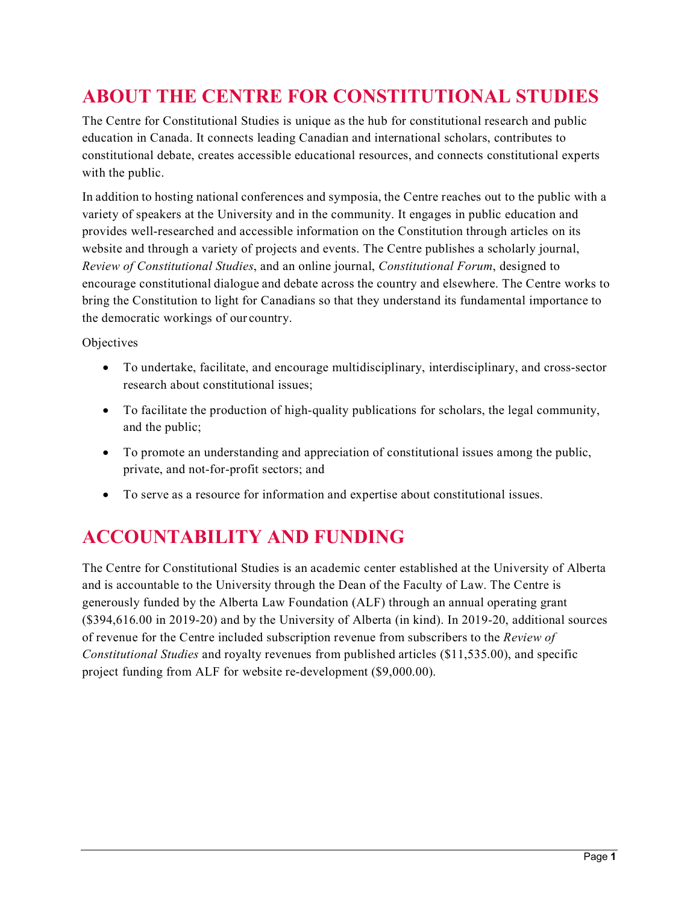## ABOUT THE CENTRE FOR CONSTITUTIONAL STUDIES

The Centre for Constitutional Studies is unique as the hub for constitutional research and public education in Canada. It connects leading Canadian and international scholars, contributes to constitutional debate, creates accessible educational resources, and connects constitutional experts with the public.

In addition to hosting national conferences and symposia, the Centre reaches out to the public with a variety of speakers at the University and in the community. It engages in public education and provides well-researched and accessible information on the Constitution through articles on its website and through a variety of projects and events. The Centre publishes a scholarly journal, *Review of Constitutional Studies*, and an online journal, *Constitutional Forum*, designed to encourage constitutional dialogue and debate across the country and elsewhere. The Centre works to bring the Constitution to light for Canadians so that they understand its fundamental importance to the democratic workings of our country.

Objectives

- To undertake, facilitate, and encourage multidisciplinary, interdisciplinary, and cross-sector research about constitutional issues;
- To facilitate the production of high-quality publications for scholars, the legal community, and the public;
- To promote an understanding and appreciation of constitutional issues among the public, private, and not-for-profit sectors; and
- To serve as a resource for information and expertise about constitutional issues.

## ACCOUNTABILITY AND FUNDING

The Centre for Constitutional Studies is an academic center established at the University of Alberta and is accountable to the University through the Dean of the Faculty of Law. The Centre is generously funded by the Alberta Law Foundation (ALF) through an annual operating grant ($394,616.00 in 2019-20) and by the University of Alberta (in kind). In 2019-20, additional sources of revenue for the Centre included subscription revenue from subscribers to the *Review of Constitutional Studies* and royalty revenues from published articles ($11,535.00), and specific project funding from ALF for website re-development ($9,000.00).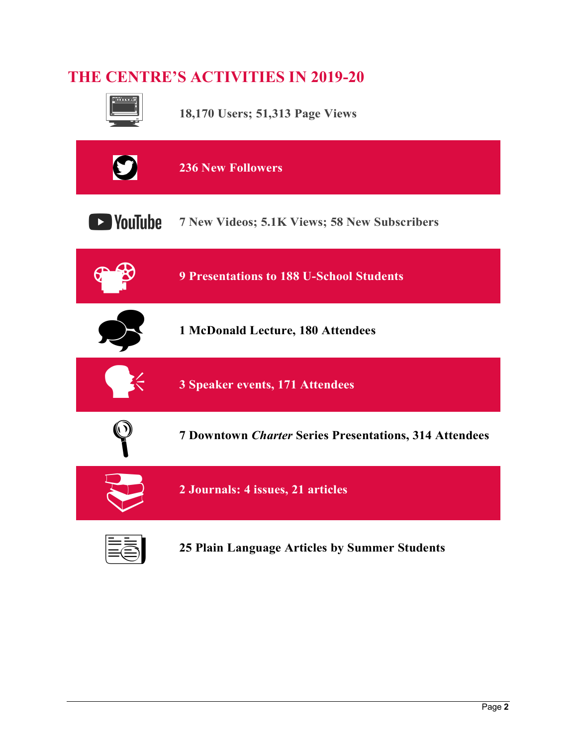# THE CENTRE'S ACTIVITIES IN 2019-20

**18,170 Users; 51,313 Page Views**

**236 New Followers**

**7 New Videos; 5.1K Views; 58 New Subscribers**

**9 Presentations to 188 U-School Students**

**1 McDonald Lecture, 180 Attendees**

**3 Speaker events, 171 Attendees**

**7 Downtown *Charter* Series Presentations, 314 Attendees**

**2 Journals: 4 issues, 21 articles**

**25 Plain Language Articles by Summer Students**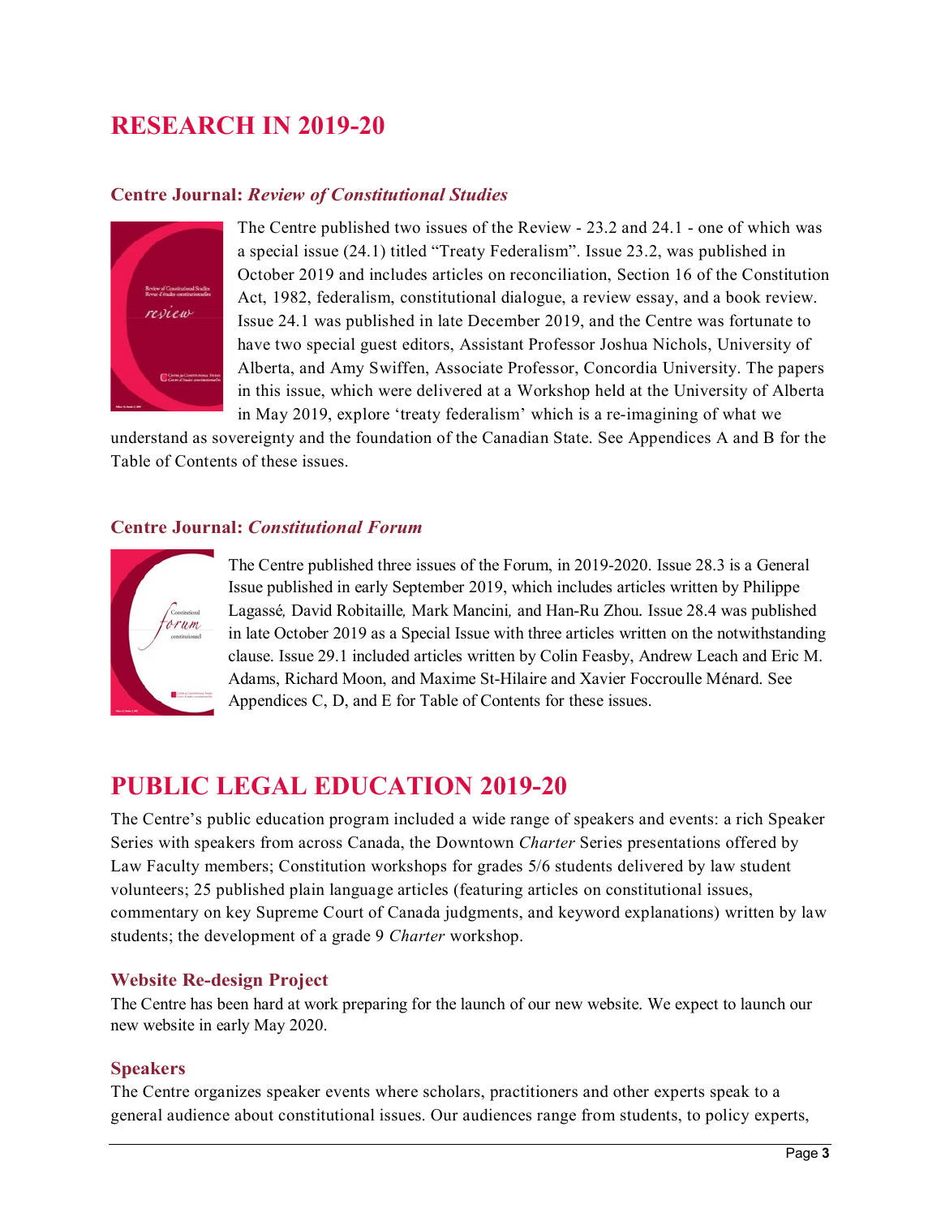# RESEARCH IN 2019-20

### Centre Journal: *Review of Constitutional Studies*

The Centre published two issues of the Review - 23.2 and 24.1 - one of which was a special issue (24.1) titled "Treaty Federalism". Issue 23.2, was published in October 2019 and includes articles on reconciliation, Section 16 of the Constitution Act, 1982, federalism, constitutional dialogue, a review essay, and a book review. Issue 24.1 was published in late December 2019, and the Centre was fortunate to have two special guest editors, Assistant Professor Joshua Nichols, University of Alberta, and Amy Swiffen, Associate Professor, Concordia University. The papers in this issue, which were delivered at a Workshop held at the University of Alberta in May 2019, explore 'treaty federalism' which is a re-imagining of what we understand as sovereignty and the foundation of the Canadian State. See Appendices A and B for the Table of Contents of these issues.

### Centre Journal: *Constitutional Forum*

The Centre published three issues of the Forum, in 2019-2020. Issue 28.3 is a General Issue published in early September 2019, which includes articles written by Philippe Lagassé*,* David Robitaille*,* Mark Mancini*,* and Han-Ru Zhou. Issue 28.4 was published in late October 2019 as a Special Issue with three articles written on the notwithstanding clause. Issue 29.1 included articles written by Colin Feasby, Andrew Leach and Eric M. Adams, Richard Moon, and Maxime St-Hilaire and Xavier Foccroulle Ménard. See Appendices C, D, and E for Table of Contents for these issues.

# PUBLIC LEGAL EDUCATION 2019-20

The Centre's public education program included a wide range of speakers and events: a rich Speaker Series with speakers from across Canada, the Downtown *Charter* Series presentations offered by Law Faculty members; Constitution workshops for grades 5/6 students delivered by law student volunteers; 25 published plain language articles (featuring articles on constitutional issues, commentary on key Supreme Court of Canada judgments, and keyword explanations) written by law students; the development of a grade 9 *Charter* workshop.

### Website Re-design Project

The Centre has been hard at work preparing for the launch of our new website. We expect to launch our new website in early May 2020.

### Speakers

The Centre organizes speaker events where scholars, practitioners and other experts speak to a general audience about constitutional issues. Our audiences range from students, to policy experts,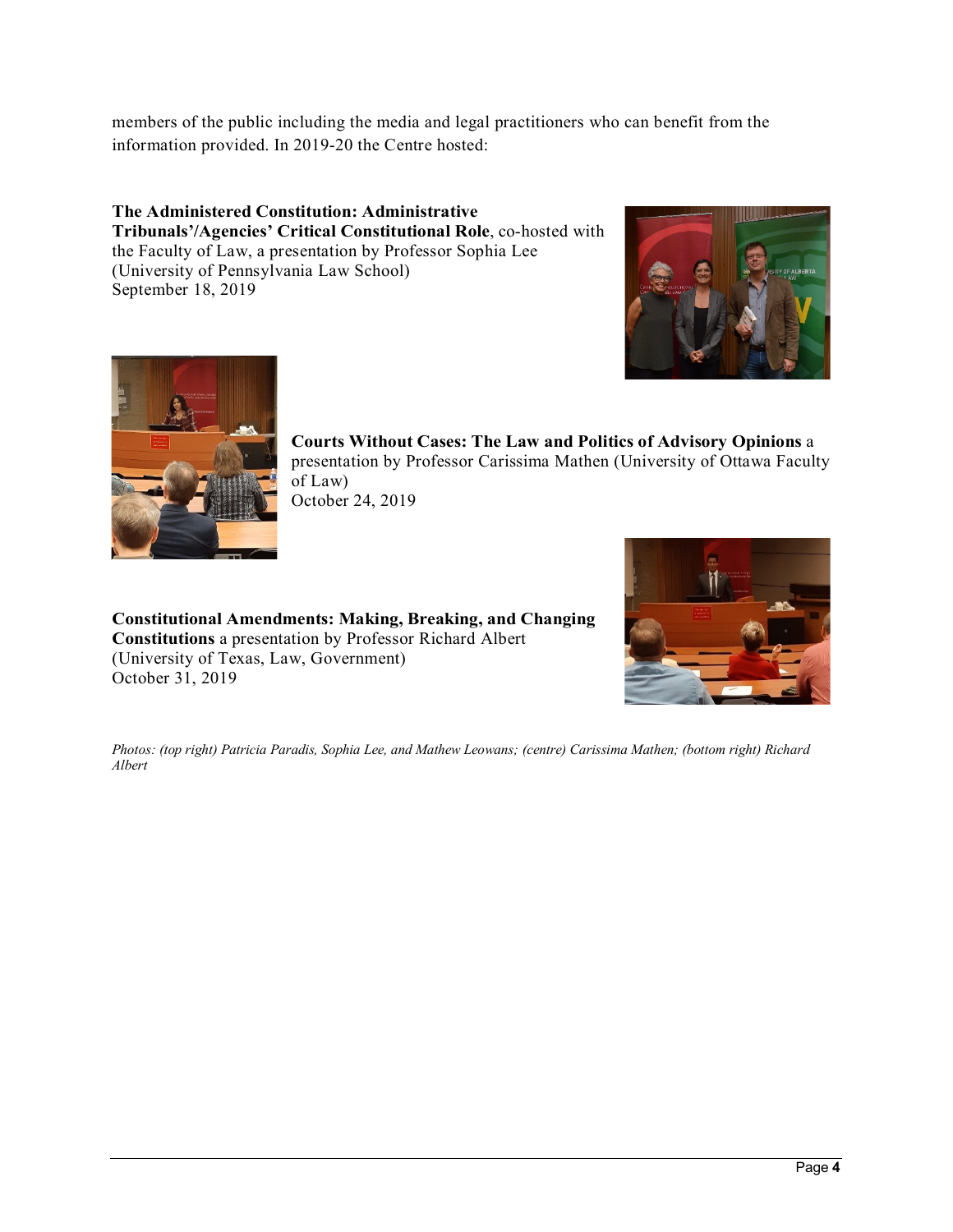members of the public including the media and legal practitioners who can benefit from the information provided. In 2019-20 the Centre hosted:

**The Administered Constitution: Administrative Tribunals'/Agencies' Critical Constitutional Role**, co-hosted with the Faculty of Law, a presentation by Professor Sophia Lee (University of Pennsylvania Law School)
September 18, 2019

**Courts Without Cases: The Law and Politics of Advisory Opinions** a presentation by Professor Carissima Mathen (University of Ottawa Faculty of Law)
October 24, 2019

**Constitutional Amendments: Making, Breaking, and Changing Constitutions** a presentation by Professor Richard Albert (University of Texas, Law, Government)
October 31, 2019

*Photos: (top right) Patricia Paradis, Sophia Lee, and Mathew Leowans; (centre) Carissima Mathen; (bottom right) Richard Albert*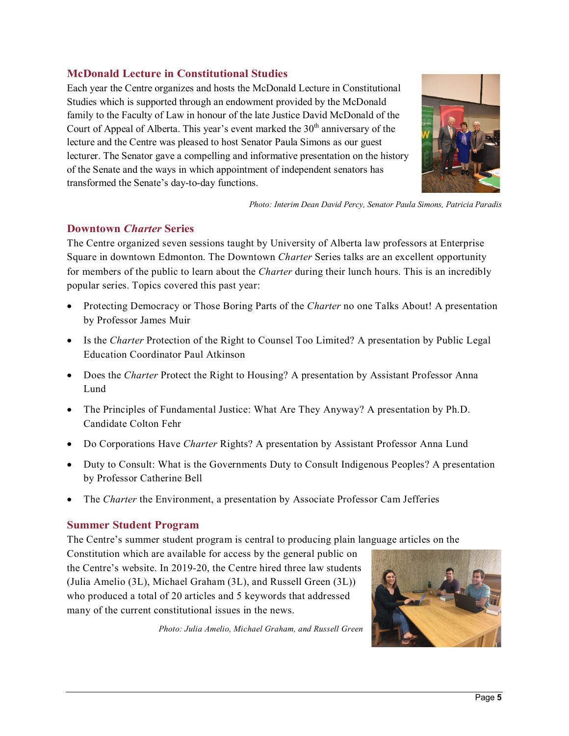## McDonald Lecture in Constitutional Studies

Each year the Centre organizes and hosts the McDonald Lecture in Constitutional Studies which is supported through an endowment provided by the McDonald family to the Faculty of Law in honour of the late Justice David McDonald of the Court of Appeal of Alberta. This year's event marked the 30th anniversary of the lecture and the Centre was pleased to host Senator Paula Simons as our guest lecturer. The Senator gave a compelling and informative presentation on the history of the Senate and the ways in which appointment of independent senators has transformed the Senate's day-to-day functions.

*Photo: Interim Dean David Percy, Senator Paula Simons, Patricia Paradis*

## Downtown *Charter* Series

The Centre organized seven sessions taught by University of Alberta law professors at Enterprise Square in downtown Edmonton. The Downtown *Charter* Series talks are an excellent opportunity for members of the public to learn about the *Charter* during their lunch hours. This is an incredibly popular series. Topics covered this past year:

- Protecting Democracy or Those Boring Parts of the *Charter* no one Talks About! A presentation by Professor James Muir
- Is the *Charter* Protection of the Right to Counsel Too Limited? A presentation by Public Legal Education Coordinator Paul Atkinson
- Does the *Charter* Protect the Right to Housing? A presentation by Assistant Professor Anna Lund
- The Principles of Fundamental Justice: What Are They Anyway? A presentation by Ph.D. Candidate Colton Fehr
- Do Corporations Have *Charter* Rights? A presentation by Assistant Professor Anna Lund
- Duty to Consult: What is the Governments Duty to Consult Indigenous Peoples? A presentation by Professor Catherine Bell
- The *Charter* the Environment, a presentation by Associate Professor Cam Jefferies

## Summer Student Program

The Centre's summer student program is central to producing plain language articles on the Constitution which are available for access by the general public on the Centre's website. In 2019-20, the Centre hired three law students (Julia Amelio (3L), Michael Graham (3L), and Russell Green (3L)) who produced a total of 20 articles and 5 keywords that addressed many of the current constitutional issues in the news.

*Photo: Julia Amelio, Michael Graham, and Russell Green*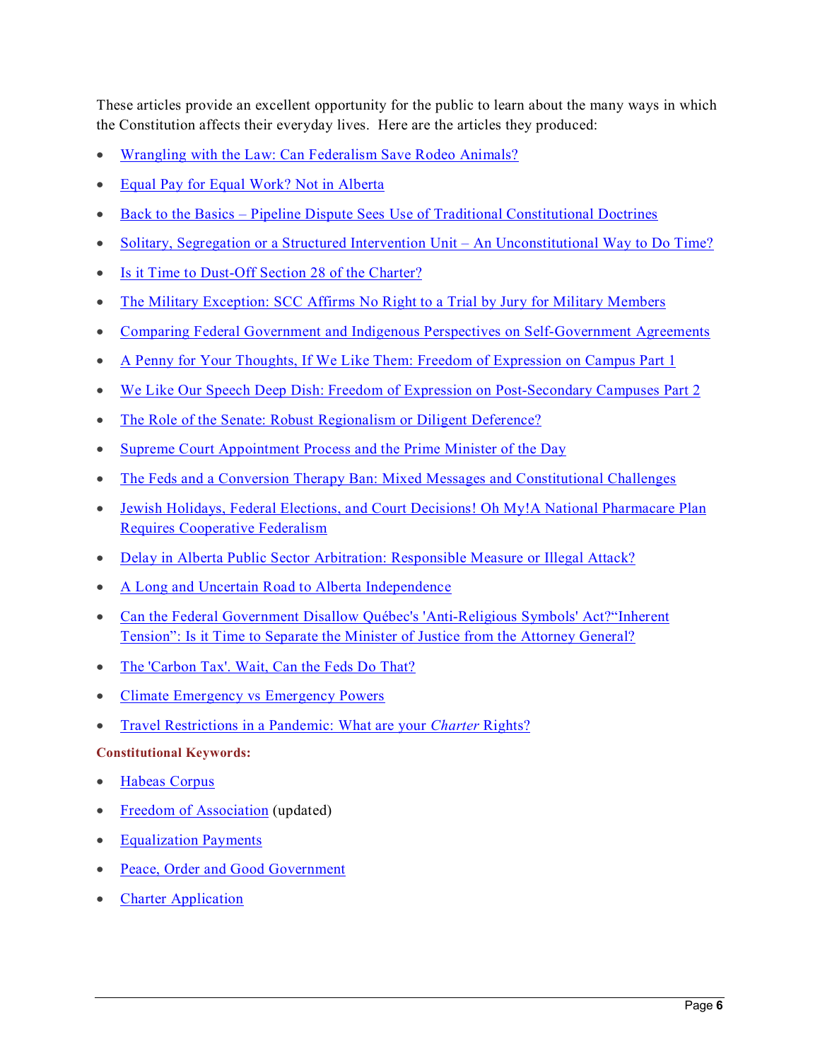These articles provide an excellent opportunity for the public to learn about the many ways in which the Constitution affects their everyday lives. Here are the articles they produced:

- Wrangling with the Law: Can Federalism Save Rodeo Animals?
- Equal Pay for Equal Work? Not in Alberta
- Back to the Basics – Pipeline Dispute Sees Use of Traditional Constitutional Doctrines
- Solitary, Segregation or a Structured Intervention Unit – An Unconstitutional Way to Do Time?
- Is it Time to Dust-Off Section 28 of the Charter?
- The Military Exception: SCC Affirms No Right to a Trial by Jury for Military Members
- Comparing Federal Government and Indigenous Perspectives on Self-Government Agreements
- A Penny for Your Thoughts, If We Like Them: Freedom of Expression on Campus Part 1
- We Like Our Speech Deep Dish: Freedom of Expression on Post-Secondary Campuses Part 2
- The Role of the Senate: Robust Regionalism or Diligent Deference?
- Supreme Court Appointment Process and the Prime Minister of the Day
- The Feds and a Conversion Therapy Ban: Mixed Messages and Constitutional Challenges
- Jewish Holidays, Federal Elections, and Court Decisions! Oh My!A National Pharmacare Plan Requires Cooperative Federalism
- Delay in Alberta Public Sector Arbitration: Responsible Measure or Illegal Attack?
- A Long and Uncertain Road to Alberta Independence
- Can the Federal Government Disallow Québec's 'Anti-Religious Symbols' Act?“Inherent Tension”: Is it Time to Separate the Minister of Justice from the Attorney General?
- The 'Carbon Tax'. Wait, Can the Feds Do That?
- Climate Emergency vs Emergency Powers
- Travel Restrictions in a Pandemic: What are your *Charter* Rights?

**Constitutional Keywords:**

- Habeas Corpus
- Freedom of Association (updated)
- Equalization Payments
- Peace, Order and Good Government
- Charter Application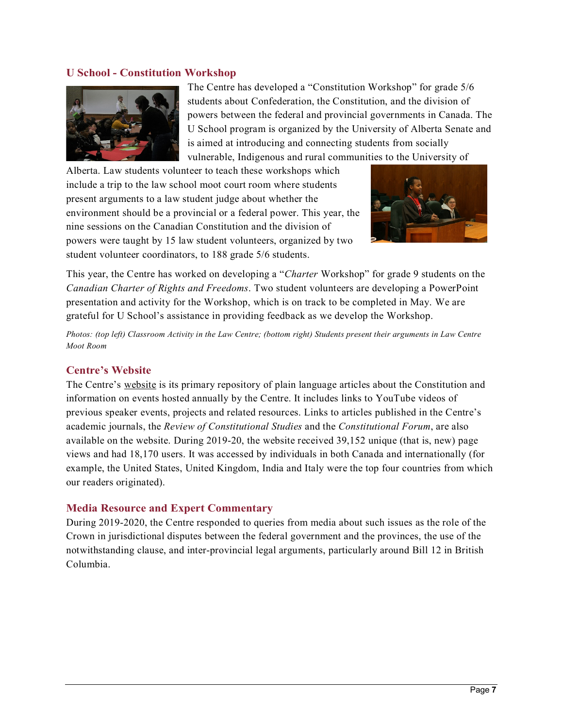## U School - Constitution Workshop

The Centre has developed a "Constitution Workshop" for grade 5/6 students about Confederation, the Constitution, and the division of powers between the federal and provincial governments in Canada. The U School program is organized by the University of Alberta Senate and is aimed at introducing and connecting students from socially vulnerable, Indigenous and rural communities to the University of Alberta. Law students volunteer to teach these workshops which include a trip to the law school moot court room where students present arguments to a law student judge about whether the environment should be a provincial or a federal power. This year, the nine sessions on the Canadian Constitution and the division of powers were taught by 15 law student volunteers, organized by two student volunteer coordinators, to 188 grade 5/6 students.

This year, the Centre has worked on developing a "*Charter* Workshop" for grade 9 students on the *Canadian Charter of Rights and Freedoms*. Two student volunteers are developing a PowerPoint presentation and activity for the Workshop, which is on track to be completed in May. We are grateful for U School's assistance in providing feedback as we develop the Workshop.

*Photos: (top left) Classroom Activity in the Law Centre; (bottom right) Students present their arguments in Law Centre Moot Room*

## Centre's Website

The Centre's website is its primary repository of plain language articles about the Constitution and information on events hosted annually by the Centre. It includes links to YouTube videos of previous speaker events, projects and related resources. Links to articles published in the Centre's academic journals, the *Review of Constitutional Studies* and the *Constitutional Forum*, are also available on the website. During 2019-20, the website received 39,152 unique (that is, new) page views and had 18,170 users. It was accessed by individuals in both Canada and internationally (for example, the United States, United Kingdom, India and Italy were the top four countries from which our readers originated).

## Media Resource and Expert Commentary

During 2019-2020, the Centre responded to queries from media about such issues as the role of the Crown in jurisdictional disputes between the federal government and the provinces, the use of the notwithstanding clause, and inter-provincial legal arguments, particularly around Bill 12 in British Columbia.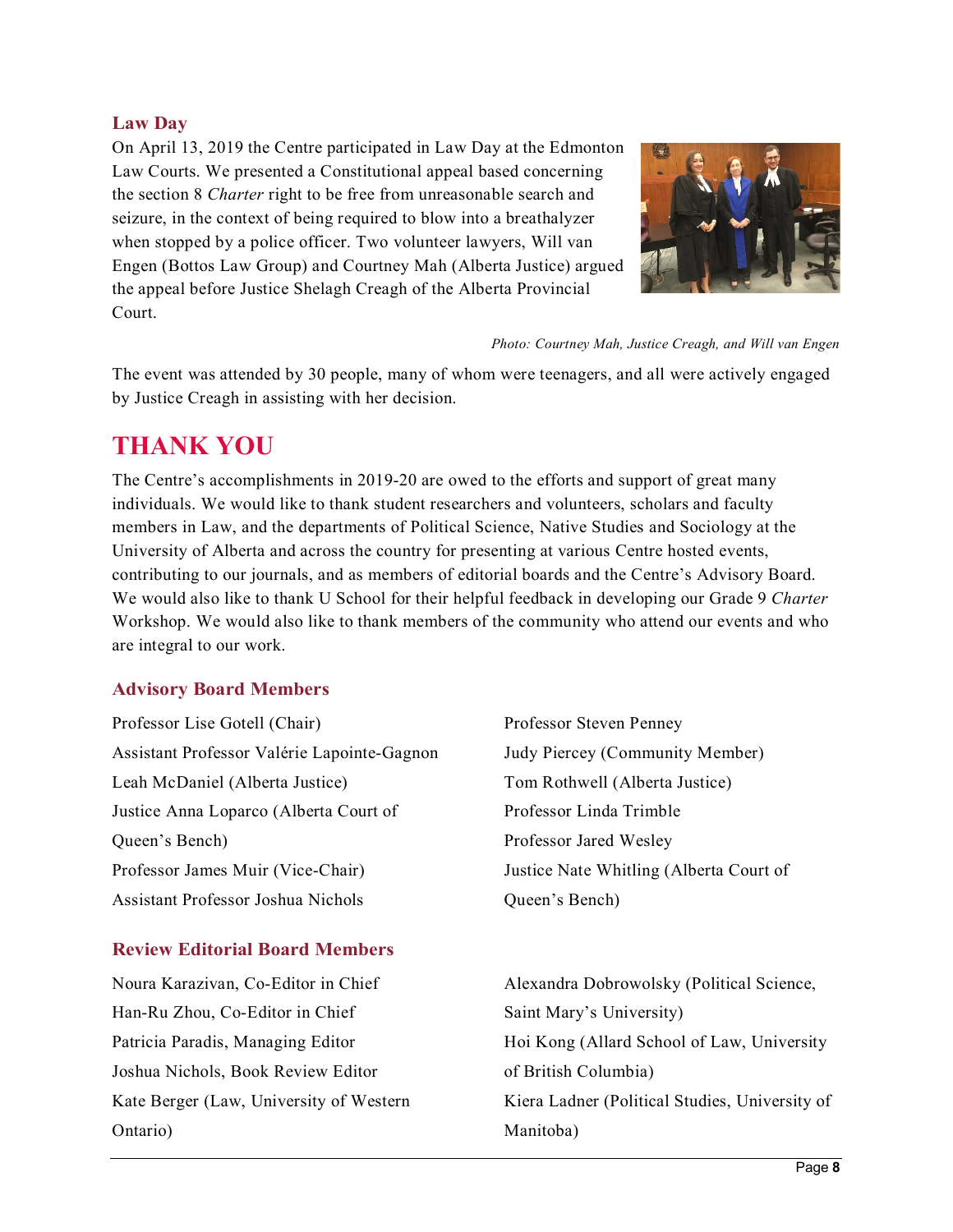### Law Day

On April 13, 2019 the Centre participated in Law Day at the Edmonton Law Courts. We presented a Constitutional appeal based concerning the section 8 *Charter* right to be free from unreasonable search and seizure, in the context of being required to blow into a breathalyzer when stopped by a police officer. Two volunteer lawyers, Will van Engen (Bottos Law Group) and Courtney Mah (Alberta Justice) argued the appeal before Justice Shelagh Creagh of the Alberta Provincial Court.

*Photo: Courtney Mah, Justice Creagh, and Will van Engen*

The event was attended by 30 people, many of whom were teenagers, and all were actively engaged by Justice Creagh in assisting with her decision.

## THANK YOU

The Centre's accomplishments in 2019-20 are owed to the efforts and support of great many individuals. We would like to thank student researchers and volunteers, scholars and faculty members in Law, and the departments of Political Science, Native Studies and Sociology at the University of Alberta and across the country for presenting at various Centre hosted events, contributing to our journals, and as members of editorial boards and the Centre's Advisory Board. We would also like to thank U School for their helpful feedback in developing our Grade 9 *Charter* Workshop. We would also like to thank members of the community who attend our events and who are integral to our work.

### Advisory Board Members

Professor Lise Gotell (Chair)
Assistant Professor Valérie Lapointe-Gagnon
Leah McDaniel (Alberta Justice)
Justice Anna Loparco (Alberta Court of Queen's Bench)
Professor James Muir (Vice-Chair)
Assistant Professor Joshua Nichols
Professor Steven Penney
Judy Piercey (Community Member)
Tom Rothwell (Alberta Justice)
Professor Linda Trimble
Professor Jared Wesley
Justice Nate Whitling (Alberta Court of Queen's Bench)

### Review Editorial Board Members

Noura Karazivan, Co-Editor in Chief
Han-Ru Zhou, Co-Editor in Chief
Patricia Paradis, Managing Editor
Joshua Nichols, Book Review Editor
Kate Berger (Law, University of Western Ontario)
Alexandra Dobrowolsky (Political Science, Saint Mary's University)
Hoi Kong (Allard School of Law, University of British Columbia)
Kiera Ladner (Political Studies, University of Manitoba)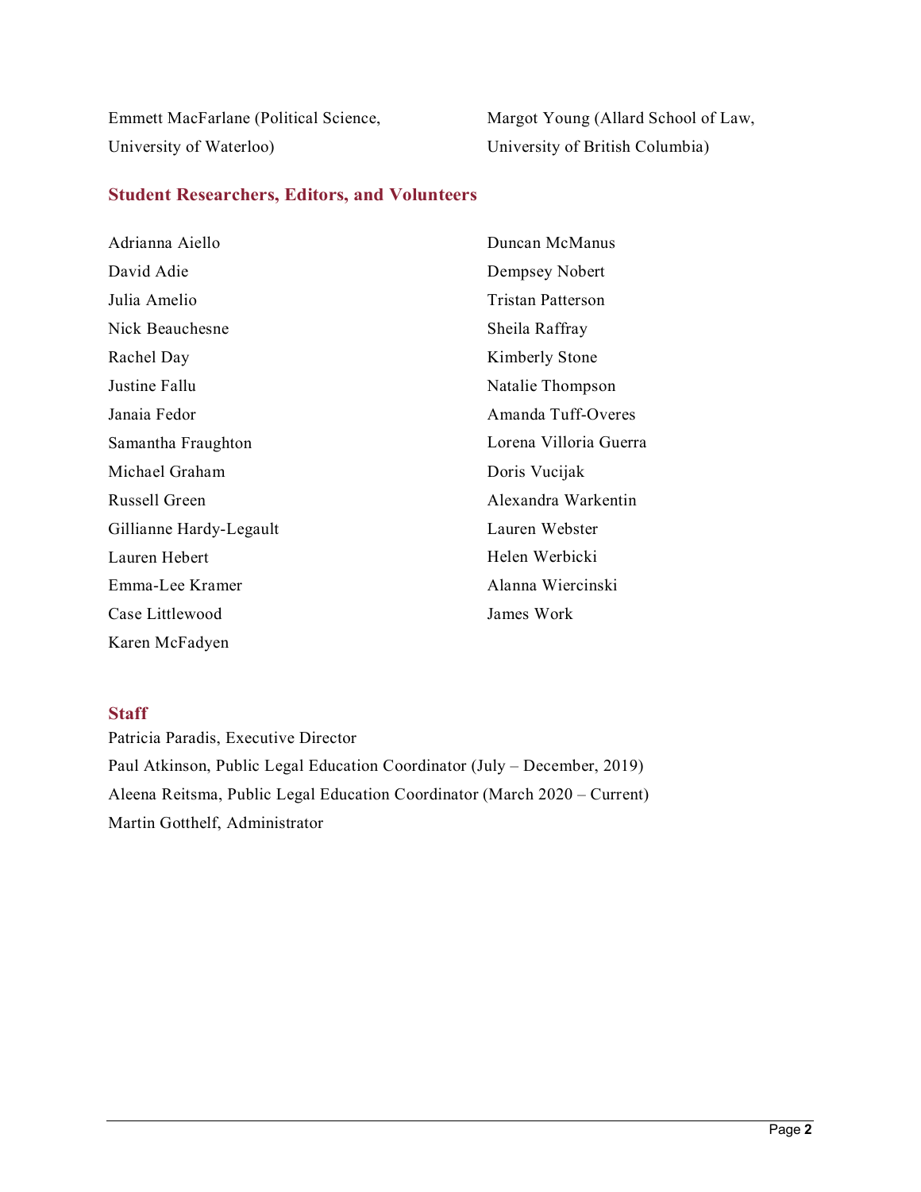Emmett MacFarlane (Political Science, University of Waterloo)

Margot Young (Allard School of Law, University of British Columbia)

## Student Researchers, Editors, and Volunteers

Adrianna Aiello
David Adie
Julia Amelio
Nick Beauchesne
Rachel Day
Justine Fallu
Janaia Fedor
Samantha Fraughton
Michael Graham
Russell Green
Gillianne Hardy-Legault
Lauren Hebert
Emma-Lee Kramer
Case Littlewood
Karen McFadyen
Duncan McManus
Dempsey Nobert
Tristan Patterson
Sheila Raffray
Kimberly Stone
Natalie Thompson
Amanda Tuff-Overes
Lorena Villoria Guerra
Doris Vucijak
Alexandra Warkentin
Lauren Webster
Helen Werbicki
Alanna Wiercinski
James Work

## Staff

Patricia Paradis, Executive Director
Paul Atkinson, Public Legal Education Coordinator (July – December, 2019)
Aleena Reitsma, Public Legal Education Coordinator (March 2020 – Current)
Martin Gotthelf, Administrator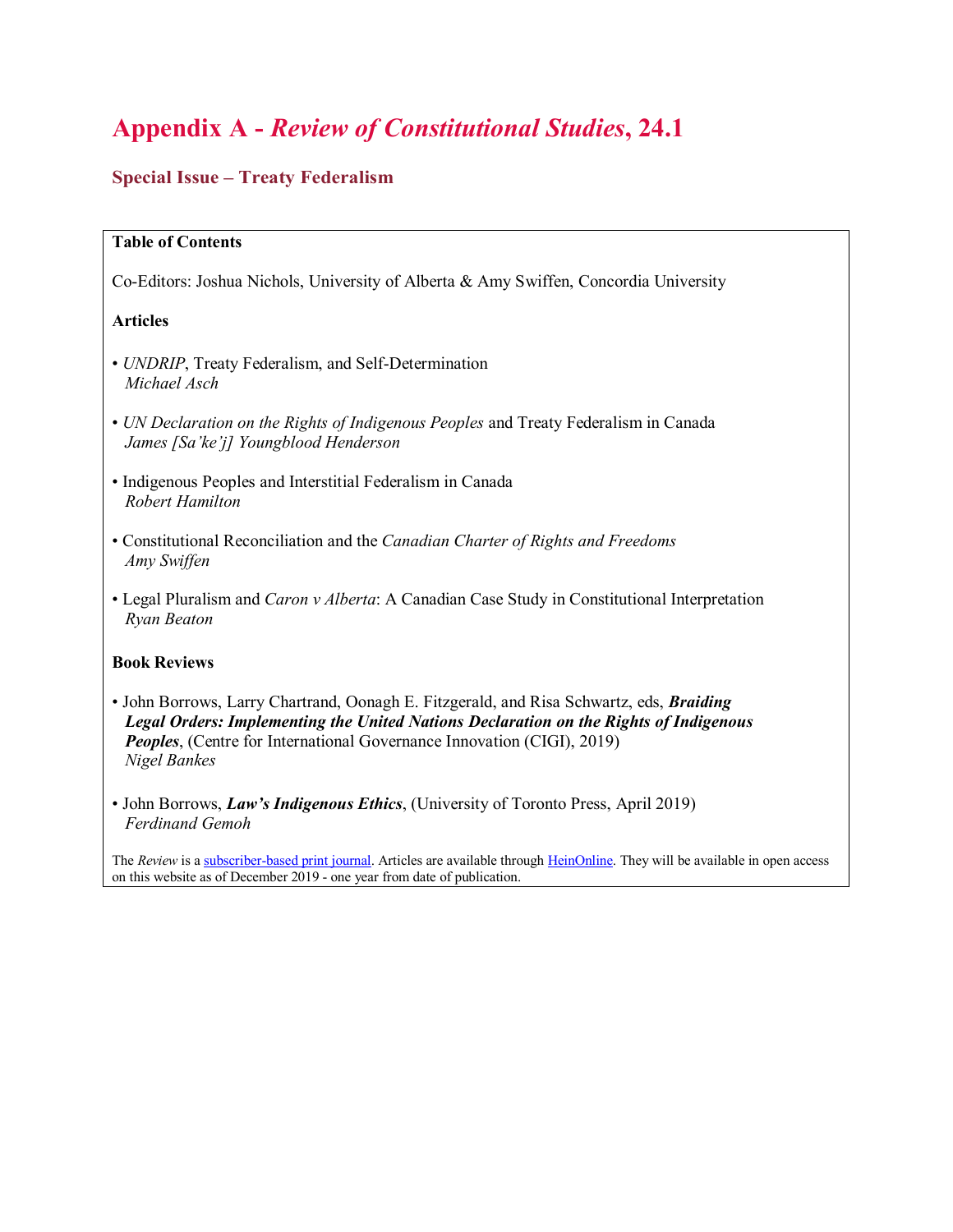# Appendix A - *Review of Constitutional Studies*, 24.1

## Special Issue – Treaty Federalism

**Table of Contents**

Co-Editors: Joshua Nichols, University of Alberta & Amy Swiffen, Concordia University

**Articles**

- *UNDRIP*, Treaty Federalism, and Self-Determination
  *Michael Asch*

- *UN Declaration on the Rights of Indigenous Peoples* and Treaty Federalism in Canada
  *James [Sa'ke'j] Youngblood Henderson*

- Indigenous Peoples and Interstitial Federalism in Canada
  *Robert Hamilton*

- Constitutional Reconciliation and the *Canadian Charter of Rights and Freedoms*
  *Amy Swiffen*

- Legal Pluralism and *Caron v Alberta*: A Canadian Case Study in Constitutional Interpretation
  *Ryan Beaton*

**Book Reviews**

- John Borrows, Larry Chartrand, Oonagh E. Fitzgerald, and Risa Schwartz, eds, ***Braiding Legal Orders: Implementing the United Nations Declaration on the Rights of Indigenous Peoples***, (Centre for International Governance Innovation (CIGI), 2019)
  *Nigel Bankes*

- John Borrows, ***Law's Indigenous Ethics***, (University of Toronto Press, April 2019)
  *Ferdinand Gemoh*

The *Review* is a subscriber-based print journal. Articles are available through HeinOnline. They will be available in open access on this website as of December 2019 - one year from date of publication.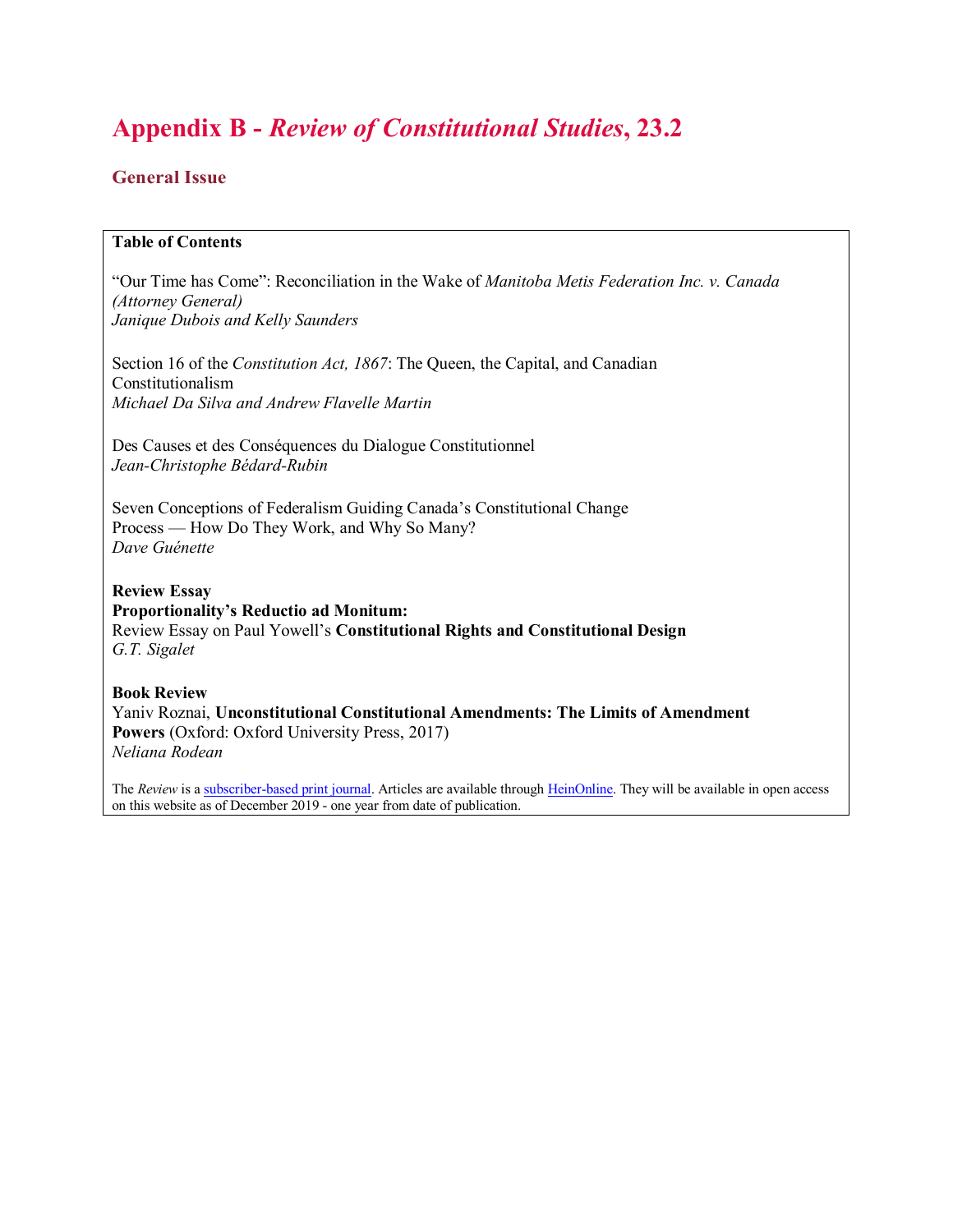# Appendix B - *Review of Constitutional Studies*, 23.2

## General Issue

**Table of Contents**

"Our Time has Come": Reconciliation in the Wake of *Manitoba Metis Federation Inc. v. Canada (Attorney General)*
*Janique Dubois and Kelly Saunders*

Section 16 of the *Constitution Act, 1867*: The Queen, the Capital, and Canadian Constitutionalism
*Michael Da Silva and Andrew Flavelle Martin*

Des Causes et des Conséquences du Dialogue Constitutionnel
*Jean-Christophe Bédard-Rubin*

Seven Conceptions of Federalism Guiding Canada's Constitutional Change Process — How Do They Work, and Why So Many?
*Dave Guénette*

**Review Essay**
**Proportionality's Reductio ad Monitum:**
Review Essay on Paul Yowell's **Constitutional Rights and Constitutional Design**
*G.T. Sigalet*

**Book Review**
Yaniv Roznai, **Unconstitutional Constitutional Amendments: The Limits of Amendment Powers** (Oxford: Oxford University Press, 2017)
*Neliana Rodean*

The *Review* is a subscriber-based print journal. Articles are available through HeinOnline. They will be available in open access on this website as of December 2019 - one year from date of publication.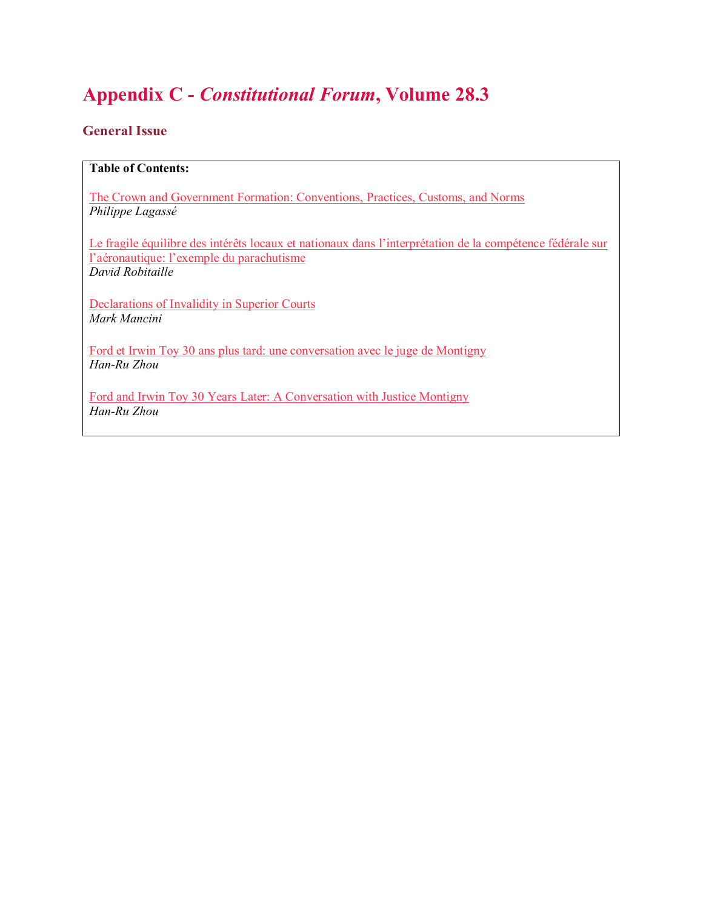# Appendix C - *Constitutional Forum*, Volume 28.3

## General Issue

**Table of Contents:**

The Crown and Government Formation: Conventions, Practices, Customs, and Norms
*Philippe Lagassé*

Le fragile équilibre des intérêts locaux et nationaux dans l'interprétation de la compétence fédérale sur l'aéronautique: l'exemple du parachutisme
*David Robitaille*

Declarations of Invalidity in Superior Courts
*Mark Mancini*

Ford et Irwin Toy 30 ans plus tard: une conversation avec le juge de Montigny
*Han-Ru Zhou*

Ford and Irwin Toy 30 Years Later: A Conversation with Justice Montigny
*Han-Ru Zhou*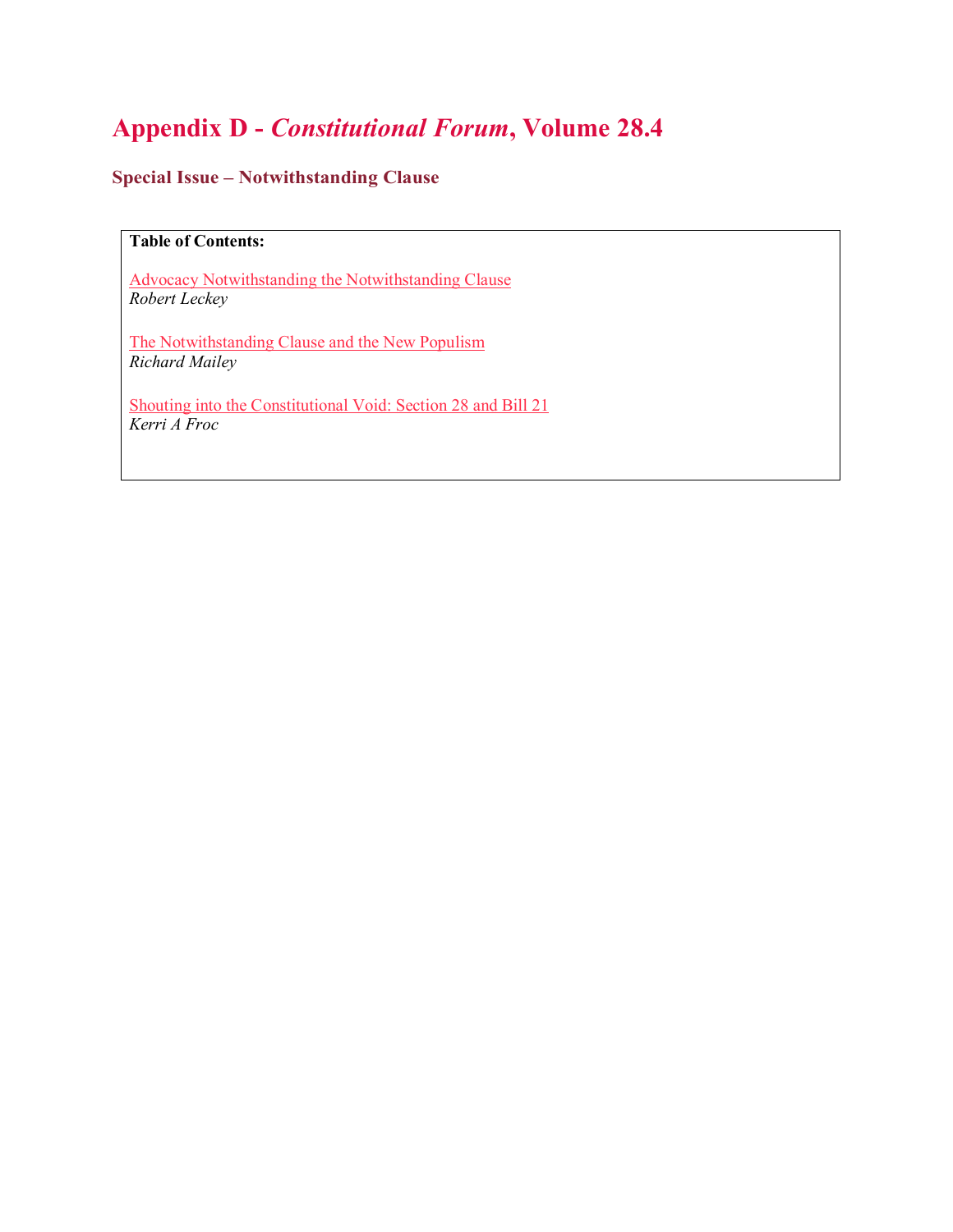# Appendix D - *Constitutional Forum*, Volume 28.4

### Special Issue – Notwithstanding Clause

**Table of Contents:**

Advocacy Notwithstanding the Notwithstanding Clause
*Robert Leckey*

The Notwithstanding Clause and the New Populism
*Richard Mailey*

Shouting into the Constitutional Void: Section 28 and Bill 21
*Kerri A Froc*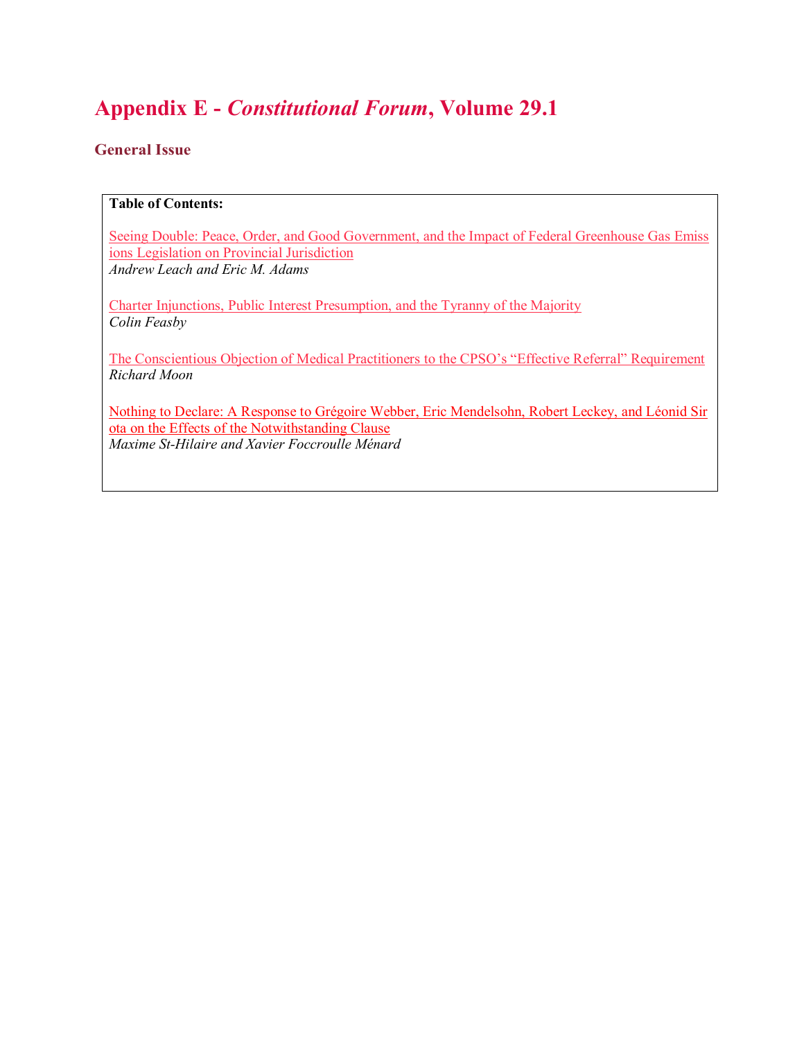# Appendix E - *Constitutional Forum*, Volume 29.1

### General Issue

**Table of Contents:**

Seeing Double: Peace, Order, and Good Government, and the Impact of Federal Greenhouse Gas Emissions Legislation on Provincial Jurisdiction
*Andrew Leach and Eric M. Adams*

Charter Injunctions, Public Interest Presumption, and the Tyranny of the Majority
*Colin Feasby*

The Conscientious Objection of Medical Practitioners to the CPSO's "Effective Referral" Requirement
*Richard Moon*

Nothing to Declare: A Response to Grégoire Webber, Eric Mendelsohn, Robert Leckey, and Léonid Sirota on the Effects of the Notwithstanding Clause
*Maxime St-Hilaire and Xavier Foccroulle Ménard*